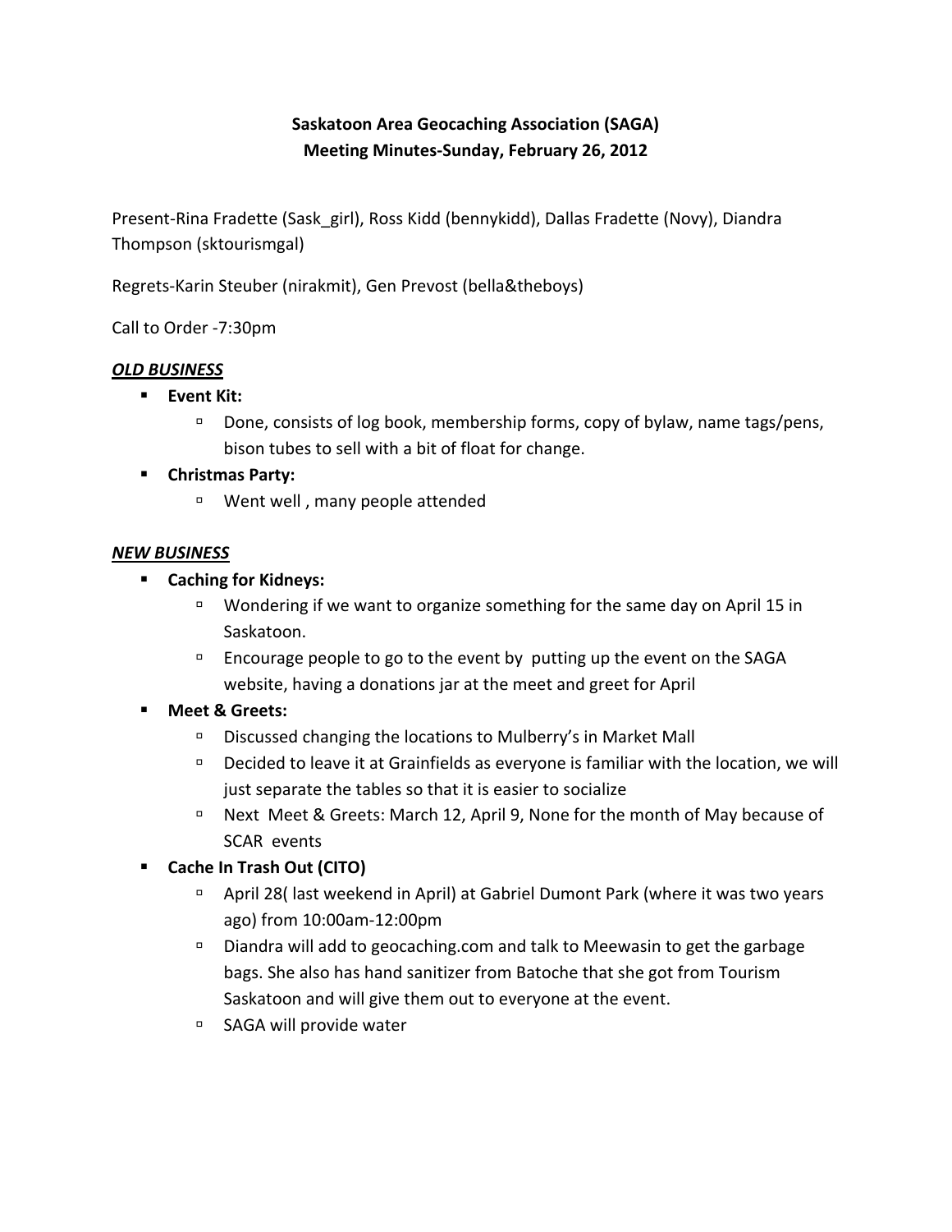**Saskatoon Area Geocaching Association (SAGA)**
**Meeting Minutes-Sunday, February 26, 2012**

Present-Rina Fradette (Sask_girl), Ross Kidd (bennykidd), Dallas Fradette (Novy), Diandra Thompson (sktourismgal)

Regrets-Karin Steuber (nirakmit), Gen Prevost (bella&theboys)

Call to Order -7:30pm

***OLD BUSINESS***

- **Event Kit:**
  - Done, consists of log book, membership forms, copy of bylaw, name tags/pens, bison tubes to sell with a bit of float for change.
- **Christmas Party:**
  - Went well , many people attended

***NEW BUSINESS***

- **Caching for Kidneys:**
  - Wondering if we want to organize something for the same day on April 15 in Saskatoon.
  - Encourage people to go to the event by putting up the event on the SAGA website, having a donations jar at the meet and greet for April
- **Meet & Greets:**
  - Discussed changing the locations to Mulberry's in Market Mall
  - Decided to leave it at Grainfields as everyone is familiar with the location, we will just separate the tables so that it is easier to socialize
  - Next Meet & Greets: March 12, April 9, None for the month of May because of SCAR events
- **Cache In Trash Out (CITO)**
  - April 28( last weekend in April) at Gabriel Dumont Park (where it was two years ago) from 10:00am-12:00pm
  - Diandra will add to geocaching.com and talk to Meewasin to get the garbage bags. She also has hand sanitizer from Batoche that she got from Tourism Saskatoon and will give them out to everyone at the event.
  - SAGA will provide water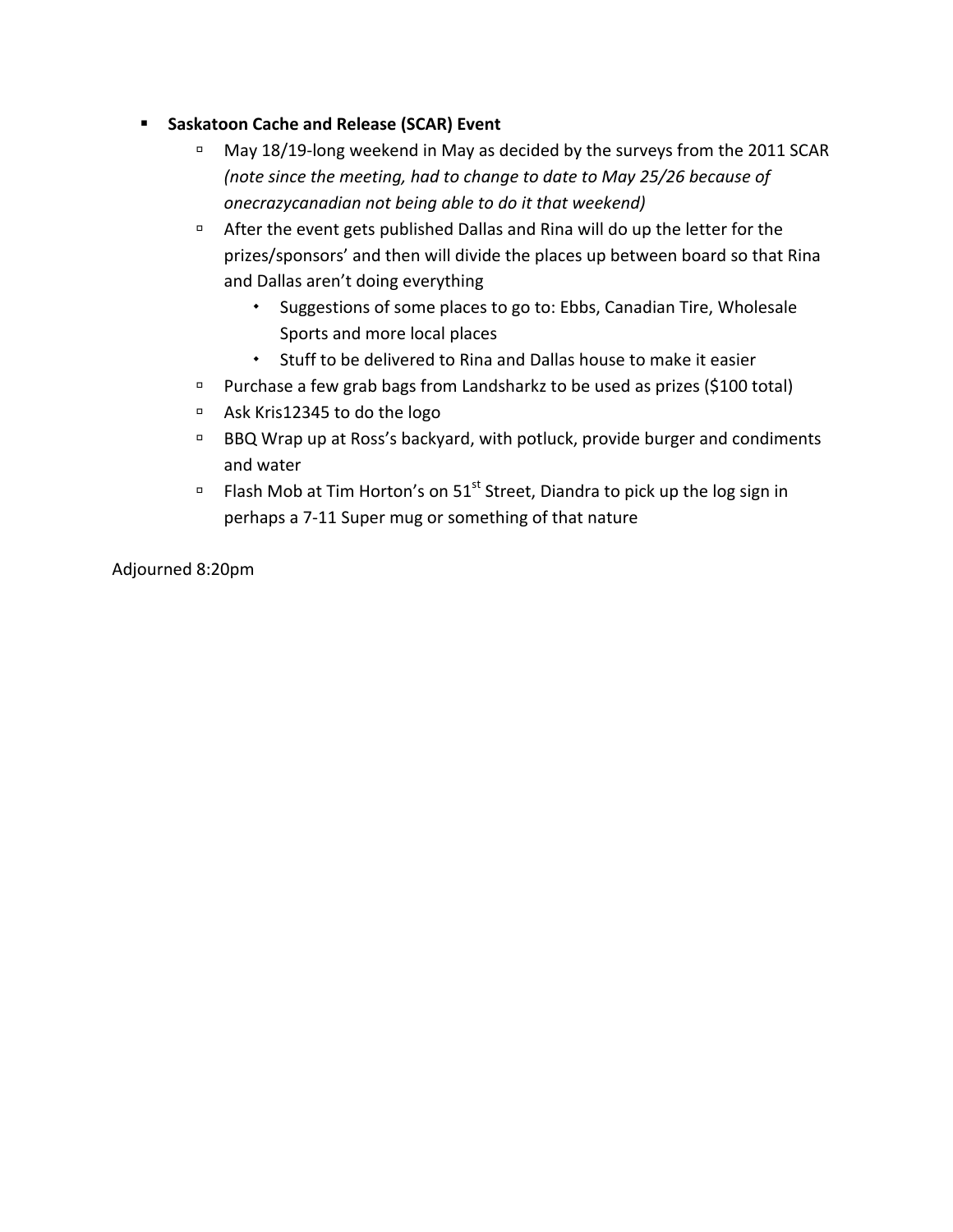- **Saskatoon Cache and Release (SCAR) Event**
  - May 18/19-long weekend in May as decided by the surveys from the 2011 SCAR *(note since the meeting, had to change to date to May 25/26 because of onecrazycanadian not being able to do it that weekend)*
  - After the event gets published Dallas and Rina will do up the letter for the prizes/sponsors' and then will divide the places up between board so that Rina and Dallas aren't doing everything
    - Suggestions of some places to go to: Ebbs, Canadian Tire, Wholesale Sports and more local places
    - Stuff to be delivered to Rina and Dallas house to make it easier
  - Purchase a few grab bags from Landsharkz to be used as prizes ($100 total)
  - Ask Kris12345 to do the logo
  - BBQ Wrap up at Ross's backyard, with potluck, provide burger and condiments and water
  - Flash Mob at Tim Horton's on 51st Street, Diandra to pick up the log sign in perhaps a 7-11 Super mug or something of that nature

Adjourned 8:20pm